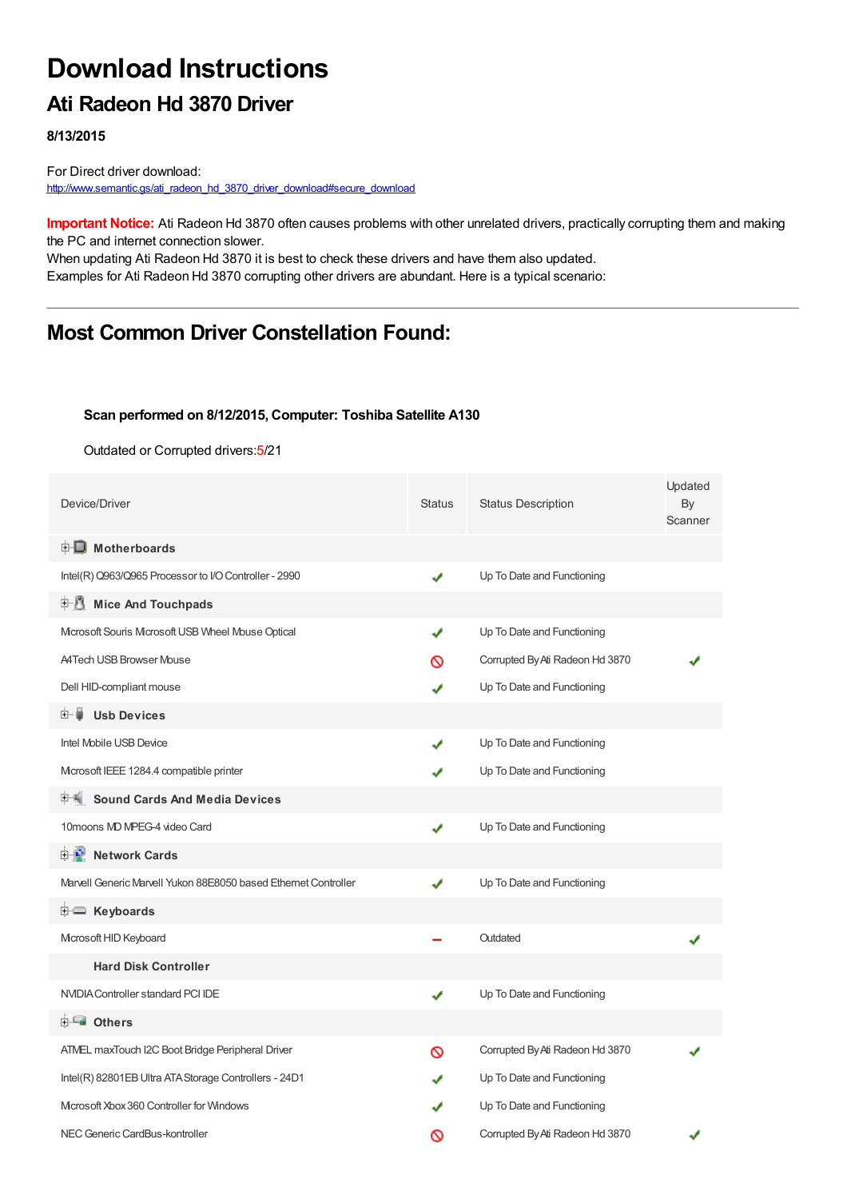# Download Instructions

## Ati Radeon Hd 3870 Driver

**8/13/2015**

For Direct driver download:
http://www.semantic.gs/ati_radeon_hd_3870_driver_download#secure_download

**Important Notice:** Ati Radeon Hd 3870 often causes problems with other unrelated drivers, practically corrupting them and making the PC and internet connection slower.
When updating Ati Radeon Hd 3870 it is best to check these drivers and have them also updated.
Examples for Ati Radeon Hd 3870 corrupting other drivers are abundant. Here is a typical scenario:

---

## Most Common Driver Constellation Found:

**Scan performed on 8/12/2015, Computer: Toshiba Satellite A130**

Outdated or Corrupted drivers:5/21

| Device/Driver | Status | Status Description | Updated By Scanner |
|---|---|---|---|
| **Motherboards** | | | |
| Intel(R) Q963/Q965 Processor to I/O Controller - 2990 | ✔ | Up To Date and Functioning | |
| **Mice And Touchpads** | | | |
| Microsoft Souris Microsoft USB Wheel Mouse Optical | ✔ | Up To Date and Functioning | |
| A4Tech USB Browser Mouse | ⊘ | Corrupted By Ati Radeon Hd 3870 | ✔ |
| Dell HID-compliant mouse | ✔ | Up To Date and Functioning | |
| **Usb Devices** | | | |
| Intel Mobile USB Device | ✔ | Up To Date and Functioning | |
| Microsoft IEEE 1284.4 compatible printer | ✔ | Up To Date and Functioning | |
| **Sound Cards And Media Devices** | | | |
| 10moons MD MPEG-4 video Card | ✔ | Up To Date and Functioning | |
| **Network Cards** | | | |
| Marvell Generic Marvell Yukon 88E8050 based Ethernet Controller | ✔ | Up To Date and Functioning | |
| **Keyboards** | | | |
| Microsoft HID Keyboard | – | Outdated | ✔ |
| **Hard Disk Controller** | | | |
| NVIDIA Controller standard PCI IDE | ✔ | Up To Date and Functioning | |
| **Others** | | | |
| ATMEL maxTouch I2C Boot Bridge Peripheral Driver | ⊘ | Corrupted By Ati Radeon Hd 3870 | ✔ |
| Intel(R) 82801EB Ultra ATA Storage Controllers - 24D1 | ✔ | Up To Date and Functioning | |
| Microsoft Xbox 360 Controller for Windows | ✔ | Up To Date and Functioning | |
| NEC Generic CardBus-kontroller | ⊘ | Corrupted By Ati Radeon Hd 3870 | ✔ |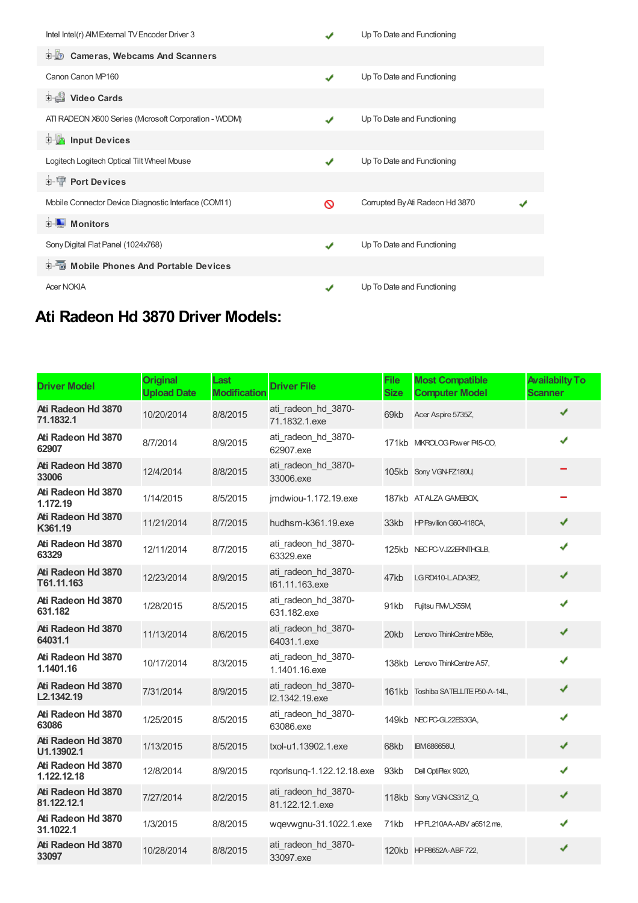| | | | |
|---|---|---|---|
| Intel Intel(r) AIM External TV Encoder Driver 3 | ✔ | Up To Date and Functioning | |
| **Cameras, Webcams And Scanners** | | | |
| Canon Canon MP160 | ✔ | Up To Date and Functioning | |
| **Video Cards** | | | |
| ATI RADEON X600 Series (Microsoft Corporation - WDDM) | ✔ | Up To Date and Functioning | |
| **Input Devices** | | | |
| Logitech Logitech Optical Tilt Wheel Mouse | ✔ | Up To Date and Functioning | |
| **Port Devices** | | | |
| Mobile Connector Device Diagnostic Interface (COM11) | 🚫 | Corrupted By Ati Radeon Hd 3870 | ✔ |
| **Monitors** | | | |
| Sony Digital Flat Panel (1024x768) | ✔ | Up To Date and Functioning | |
| **Mobile Phones And Portable Devices** | | | |
| Acer NOKIA | ✔ | Up To Date and Functioning | |

## Ati Radeon Hd 3870 Driver Models:

| Driver Model | Original Upload Date | Last Modification | Driver File | File Size | Most Compatible Computer Model | Availabilty To Scanner |
|---|---|---|---|---|---|---|
| **Ati Radeon Hd 3870 71.1832.1** | 10/20/2014 | 8/8/2015 | ati_radeon_hd_3870-71.1832.1.exe | 69kb | Acer Aspire 5735Z, | ✔ |
| **Ati Radeon Hd 3870 62907** | 8/7/2014 | 8/9/2015 | ati_radeon_hd_3870-62907.exe | 171kb | MIKROLOG Power P45-CO, | ✔ |
| **Ati Radeon Hd 3870 33006** | 12/4/2014 | 8/8/2015 | ati_radeon_hd_3870-33006.exe | 105kb | Sony VGN-FZ180U, | – |
| **Ati Radeon Hd 3870 1.172.19** | 1/14/2015 | 8/5/2015 | jmdwiou-1.172.19.exe | 187kb | AT ALZA GAMEBOX, | – |
| **Ati Radeon Hd 3870 K361.19** | 11/21/2014 | 8/7/2015 | hudhsm-k361.19.exe | 33kb | HP Pavilion G60-418CA, | ✔ |
| **Ati Radeon Hd 3870 63329** | 12/11/2014 | 8/7/2015 | ati_radeon_hd_3870-63329.exe | 125kb | NEC PC-VJ22ERNTHGLB, | ✔ |
| **Ati Radeon Hd 3870 T61.11.163** | 12/23/2014 | 8/9/2015 | ati_radeon_hd_3870-t61.11.163.exe | 47kb | LG RD410-L.ADA3E2, | ✔ |
| **Ati Radeon Hd 3870 631.182** | 1/28/2015 | 8/5/2015 | ati_radeon_hd_3870-631.182.exe | 91kb | Fujitsu FMVLX55M, | ✔ |
| **Ati Radeon Hd 3870 64031.1** | 11/13/2014 | 8/6/2015 | ati_radeon_hd_3870-64031.1.exe | 20kb | Lenovo ThinkCentre M58e, | ✔ |
| **Ati Radeon Hd 3870 1.1401.16** | 10/17/2014 | 8/3/2015 | ati_radeon_hd_3870-1.1401.16.exe | 138kb | Lenovo ThinkCentre A57, | ✔ |
| **Ati Radeon Hd 3870 L2.1342.19** | 7/31/2014 | 8/9/2015 | ati_radeon_hd_3870-l2.1342.19.exe | 161kb | Toshiba SATELLITE P50-A-14L, | ✔ |
| **Ati Radeon Hd 3870 63086** | 1/25/2015 | 8/5/2015 | ati_radeon_hd_3870-63086.exe | 149kb | NEC PC-GL22ES3GA, | ✔ |
| **Ati Radeon Hd 3870 U1.13902.1** | 1/13/2015 | 8/5/2015 | txol-u1.13902.1.exe | 68kb | IBM 686656U, | ✔ |
| **Ati Radeon Hd 3870 1.122.12.18** | 12/8/2014 | 8/9/2015 | rqorlsunq-1.122.12.18.exe | 93kb | Dell OptiPlex 9020, | ✔ |
| **Ati Radeon Hd 3870 81.122.12.1** | 7/27/2014 | 8/2/2015 | ati_radeon_hd_3870-81.122.12.1.exe | 118kb | Sony VGN-CS31Z_Q, | ✔ |
| **Ati Radeon Hd 3870 31.1022.1** | 1/3/2015 | 8/8/2015 | wqevwgnu-31.1022.1.exe | 71kb | HP FL210AA-ABV a6512.me, | ✔ |
| **Ati Radeon Hd 3870 33097** | 10/28/2014 | 8/8/2015 | ati_radeon_hd_3870-33097.exe | 120kb | HP P8652A-ABF 722, | ✔ |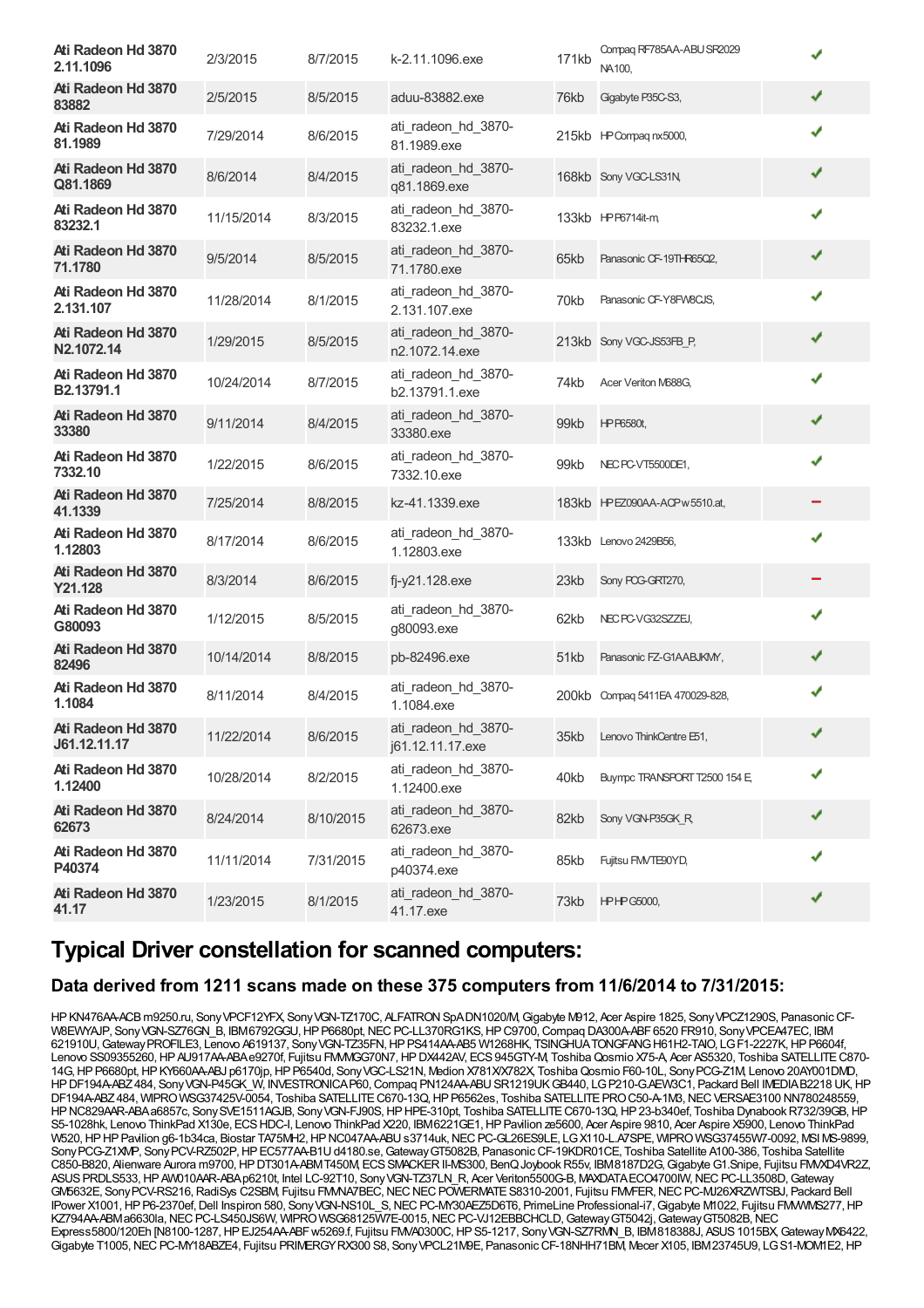| | | | | | | |
|---|---|---|---|---|---|---|
| **Ati Radeon Hd 3870 2.11.1096** | 2/3/2015 | 8/7/2015 | k-2.11.1096.exe | 171kb | Compaq RF785AA-ABU SR2029 NA100, | ✔ |
| **Ati Radeon Hd 3870 83882** | 2/5/2015 | 8/5/2015 | aduu-83882.exe | 76kb | Gigabyte P35C-S3, | ✔ |
| **Ati Radeon Hd 3870 81.1989** | 7/29/2014 | 8/6/2015 | ati_radeon_hd_3870-81.1989.exe | 215kb | HP Compaq nx5000, | ✔ |
| **Ati Radeon Hd 3870 Q81.1869** | 8/6/2014 | 8/4/2015 | ati_radeon_hd_3870-q81.1869.exe | 168kb | Sony VGC-LS31N, | ✔ |
| **Ati Radeon Hd 3870 83232.1** | 11/15/2014 | 8/3/2015 | ati_radeon_hd_3870-83232.1.exe | 133kb | HP P6714it-m, | ✔ |
| **Ati Radeon Hd 3870 71.1780** | 9/5/2014 | 8/5/2015 | ati_radeon_hd_3870-71.1780.exe | 65kb | Panasonic CF-19THR65Q2, | ✔ |
| **Ati Radeon Hd 3870 2.131.107** | 11/28/2014 | 8/1/2015 | ati_radeon_hd_3870-2.131.107.exe | 70kb | Panasonic CF-Y8FW8CJS, | ✔ |
| **Ati Radeon Hd 3870 N2.1072.14** | 1/29/2015 | 8/5/2015 | ati_radeon_hd_3870-n2.1072.14.exe | 213kb | Sony VGC-JS53FB_P, | ✔ |
| **Ati Radeon Hd 3870 B2.13791.1** | 10/24/2014 | 8/7/2015 | ati_radeon_hd_3870-b2.13791.1.exe | 74kb | Acer Veriton M688G, | ✔ |
| **Ati Radeon Hd 3870 33380** | 9/11/2014 | 8/4/2015 | ati_radeon_hd_3870-33380.exe | 99kb | HP P6580t, | ✔ |
| **Ati Radeon Hd 3870 7332.10** | 1/22/2015 | 8/6/2015 | ati_radeon_hd_3870-7332.10.exe | 99kb | NEC PC-VT5500DE1, | ✔ |
| **Ati Radeon Hd 3870 41.1339** | 7/25/2014 | 8/8/2015 | kz-41.1339.exe | 183kb | HP EZ090AA-ACP w5510.at, | ━ |
| **Ati Radeon Hd 3870 1.12803** | 8/17/2014 | 8/6/2015 | ati_radeon_hd_3870-1.12803.exe | 133kb | Lenovo 2429B56, | ✔ |
| **Ati Radeon Hd 3870 Y21.128** | 8/3/2014 | 8/6/2015 | fj-y21.128.exe | 23kb | Sony PCG-GRT270, | ━ |
| **Ati Radeon Hd 3870 G80093** | 1/12/2015 | 8/5/2015 | ati_radeon_hd_3870-g80093.exe | 62kb | NEC PC-VG32SZZEJ, | ✔ |
| **Ati Radeon Hd 3870 82496** | 10/14/2014 | 8/8/2015 | pb-82496.exe | 51kb | Panasonic FZ-G1AABJKMY, | ✔ |
| **Ati Radeon Hd 3870 1.1084** | 8/11/2014 | 8/4/2015 | ati_radeon_hd_3870-1.1084.exe | 200kb | Compaq 5411EA 470029-828, | ✔ |
| **Ati Radeon Hd 3870 J61.12.11.17** | 11/22/2014 | 8/6/2015 | ati_radeon_hd_3870-j61.12.11.17.exe | 35kb | Lenovo ThinkCentre E51, | ✔ |
| **Ati Radeon Hd 3870 1.12400** | 10/28/2014 | 8/2/2015 | ati_radeon_hd_3870-1.12400.exe | 40kb | Buympc TRANSPORT T2500 154 E, | ✔ |
| **Ati Radeon Hd 3870 62673** | 8/24/2014 | 8/10/2015 | ati_radeon_hd_3870-62673.exe | 82kb | Sony VGN-P35GK_R, | ✔ |
| **Ati Radeon Hd 3870 P40374** | 11/11/2014 | 7/31/2015 | ati_radeon_hd_3870-p40374.exe | 85kb | Fujitsu FMVTE90YD, | ✔ |
| **Ati Radeon Hd 3870 41.17** | 1/23/2015 | 8/1/2015 | ati_radeon_hd_3870-41.17.exe | 73kb | HP HP G5000, | ✔ |

# Typical Driver constellation for scanned computers:

## Data derived from 1211 scans made on these 375 computers from 11/6/2014 to 7/31/2015:

HP KN476AA-ACB m9250.ru, Sony VPCF12YFX, Sony VGN-TZ170C, ALFATRON SpA DN1020/M, Gigabyte M912, Acer Aspire 1825, Sony VPCZ1290S, Panasonic CF-W8EWYAJP, Sony VGN-SZ76GN_B, IBM 6792GGU, HP P6680pt, NEC PC-LL370RG1KS, HP C9700, Compaq DA300A-ABF 6520 FR910, Sony VPCEA47EC, IBM 621910U, Gateway PROFILE3, Lenovo A619137, Sony VGN-TZ35FN, HP PS414AA-AB5 W1268HK, TSINGHUA TONGFANG H61H2-TAIO, LG F1-2227K, HP P6604f, Lenovo SS09355260, HP AU917AA-ABA e9270f, Fujitsu FMMGG70N7, HP DX442AV, ECS 945GTY-M, Toshiba Qosmio X75-A, Acer AS5320, Toshiba SATELLITE C870-14G, HP P6680pt, HP KY660AA-ABJ p6170jp, HP P6540d, Sony VGC-LS21N, Medion X781X/X782X, Toshiba Qosmio F60-10L, Sony PCG-Z1M, Lenovo 20AY001DMD, HP DF194A-ABZ 484, Sony VGN-P45GK_W, INVESTRONICA P60, Compaq PN124AA-ABU SR1219UK GB440, LG P210-G.AEW3C1, Packard Bell IMEDIA B2218 UK, HP DF194A-ABZ 484, WIPRO WSG37425V-0054, Toshiba SATELLITE C670-13Q, HP P6562es, Toshiba SATELLITE PRO C50-A-1M3, NEC VERSAE3100 NN780248559, HP NC829AAR-ABA a6857c, Sony SVE1511AGJB, Sony VGN-FJ90S, HP HPE-310pt, Toshiba SATELLITE C670-13Q, HP 23-b340ef, Toshiba Dynabook R732/39GB, HP S5-1028hk, Lenovo ThinkPad X130e, ECS HDC-I, Lenovo ThinkPad X220, IBM 6221GE1, HP Pavilion ze5600, Acer Aspire 9810, Acer Aspire X5900, Lenovo ThinkPad W520, HP HP Pavilion g6-1b34ca, Biostar TA75MH2, HP NC047AA-ABU s3714uk, NEC PC-GL26ES9LE, LG X110-L.A7SPE, WIPRO WSG37455W7-0092, MSI MS-9899, Sony PCG-Z1XMP, Sony PCV-RZ502P, HP EC577AA-B1U d4180.se, Gateway GT5082B, Panasonic CF-19KDR01CE, Toshiba Satellite A100-386, Toshiba Satellite C850-B820, Alienware Aurora m9700, HP DT301A-ABM T450M, ECS SMACKER II-MS300, BenQ Joybook R55v, IBM 8187D2G, Gigabyte G1.Snipe, Fujitsu FMVXD4VR2Z, ASUS PRDLS533, HP AW010AAR-ABA p6210t, Intel LC-92T10, Sony VGN-TZ37LN_R, Acer Veriton5500G-B, MAXDATA ECO4700IW, NEC PC-LL3508D, Gateway GM5632E, Sony PCV-RS216, RadiSys C2SBM, Fujitsu FMVNA7BEC, NEC NEC POWERMATE S8310-2001, Fujitsu FMVFER, NEC PC-MJ26XRZWTSBJ, Packard Bell IPower X1001, HP P6-2370ef, Dell Inspiron 580, Sony VGN-NS10L_S, NEC PC-MY30AEZ5D6T6, PrimeLine Professional-i7, Gigabyte M1022, Fujitsu FMVWMS277, HP KZ794AA-ABM a6630la, NEC PC-LS450JS6W, WIPRO WSG68125W7E-0015, NEC PC-VJ12EBBCHCLD, Gateway GT5042j, Gateway GT5082B, NEC Express5800/120Eh [N8100-1287, HP EJ254AA-ABF w5269.f, Fujitsu FMVA0300C, HP S5-1217, Sony VGN-SZ7RMN_B, IBM 818388J, ASUS 1015BX, Gateway MX6422, Gigabyte T1005, NEC PC-MY18ABZE4, Fujitsu PRIMERGY RX300 S8, Sony VPCL21M9E, Panasonic CF-18NHH71BM, Mecer X105, IBM 23745U9, LG S1-MOM1E2, HP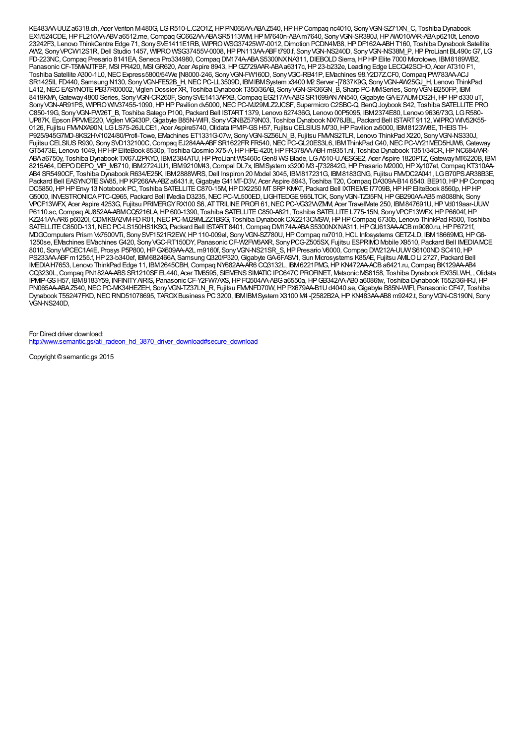KE483AA-UUZ a6318.ch, Acer Veriton M-480G, LG R510-L.C2O1Z, HP PN065AA-ABA Z540, HP HP Compaq nc4010, Sony VGN-SZ71XN_C, Toshiba Dynabook EX1/524CDE, HP FL210AA-ABV a6512.me, Compaq GC662AA-ABA SR5113WM, HP M7640n-ABA m7640, Sony VGN-SR390J, HP AW010AAR-ABA p6210t, Lenovo 23242F3, Lenovo ThinkCentre Edge 71, Sony SVE1411E1RB, WIPRO WSG37425W7-0012, Dimotion PCDN4M38, HP DF162A-ABH T160, Toshiba Dynabook Satellite AW2, Sony VPCW12S1R, Dell Studio 1457, WIPRO WSG37455V-0008, HP PN113AA-ABF t790.f, Sony VGN-NS240D, Sony VGN-NS38M_P, HP ProLiant BL490c G7, LG FD-223NC, Compaq Presario 8141EA, Seneca Pro334980, Compaq DM174A-ABA S5300NX NA311, DIEBOLD Sierra, HP HP Elite 7000 Microtowe, IBM 8189WB2, Panasonic CF-T5MWJTFBF, MSI PR420, MSI GR620, Acer Aspire 8943, HP GZ729AAR-ABA a6317c, HP 23-b232e, Leading Edge LECQ42SOHO, Acer AT310 F1, Toshiba Satellite A300-1L0, NEC Express5800/54We [N8000-246, Sony VGN-FW160D, Sony VGC-RB41P, EMachines 98.Y2D7Z.CF0, Compaq PW783AA-ACJ SR1425IL FD440, Samsung N130, Sony VGN-FE52B_H, NEC PC-LL3509D, IBM IBM System x3400 M2 Server -[7837K9G, Sony VGN-AW25GJ_H, Lenovo ThinkPad L412, NEC EASYNOTE PB37R00002, Viglen Dossier XR, Toshiba Dynabook T350/36AB, Sony VGN-SR36GN_B, Sharp PC-MM Series, Sony VGN-B250FP, IBM 8419KMA, Gateway 4800 Series, Sony VGN-CR260F, Sony SVE1413APXB, Compaq EG217AA-ABG SR1699AN AN540, Gigabyte GA-E7AUM-DS2H, HP HP d330 uT, Sony VGN-AR91PS, WIPRO WIV37455-1090, HP HP Pavilion dv5000, NEC PC-MJ29MLZ2JCSF, Supermicro C2SBC-Q, BenQ Joybook S42, Toshiba SATELLITE PRO C850-19G, Sony VGN-FW26T_B, Toshiba Satego P100, Packard Bell ISTART 1379, Lenovo 627436G, Lenovo 00P5095, IBM 2374E80, Lenovo 9636/73G, LG R580-UP87K, Epson PPVME220, Viglen VIG430P, Gigabyte B85N-WIFI, Sony VGNBZ579N03, Toshiba Dynabook NX/76JBL, Packard Bell ISTART 9112, WIPRO WIV52K55-0126, Fujitsu FMVNXA90N, LG LS75-26JLCE1, Acer Aspire5740, Olidata IPMIP-GS H57, Fujitsu CELSIUS M730, HP Pavilion zv5000, IBM 8123W8E, THEIS TH-P925/945G7MD-8KS2HV/1024/80/Profi-Towe, EMachines ET1331G-07w, Sony VGN-SZ56LN_B, Fujitsu FMVNS2TLR, Lenovo ThinkPad X220, Sony VGN-NS330J, Fujitsu CELSIUS R930, Sony SVD132100C, Compaq EJ284AA-ABF SR1622FR FR540, NEC PC-GL20ES3L6, IBM ThinkPad G40, NEC PC-VY21MED5HJW6, Gateway GT5473E, Lenovo 1049, HP HP EliteBook 8530p, Toshiba Qosmio X75-A, HP HPE-420f, HP FR378AA-ABH m9351.nl, Toshiba Dynabook T351/34CR, HP NC684AAR-ABA a6750y, Toshiba Dynabook TX/67J2PKYD, IBM 2384ATU, HP ProLiant WS460c Gen8 WS Blade, LG A510-U.AESGE2, Acer Aspire 1820PTZ, Gateway MT6220B, IBM 8215A64, DEPO DEPO_VIP_M8710, IBM 2724JU1, IBM 9210M43, Compal DL7x, IBM System x3200 M3 -[732842G, HP Presario M2000, HP Xy107et, Compaq KT310AA-AB4 SR5490CF, Toshiba Dynabook R634/E25K, IBM 2888WRS, Dell Inspiron 20 Model 3045, IBM 817231G, IBM 8183GNG, Fujitsu FMVDC2A041, LG B70PS.AR38B3E, Packard Bell EASYNOTE SW85, HP KP266AA-ABZ a6431.it, Gigabyte G41MT-D3V, Acer Aspire 8943, Toshiba T20, Compaq DA309A-B14 6540. BE910, HP HP Compaq DC5850, HP HP Envy 13 Notebook PC, Toshiba SATELLITE C870-15M, HP DX2250 MT SRP KMAT, Packard Bell IXTREME I7709B, HP HP EliteBook 8560p, HP HP G5000, INVESTRONICA PTC-Q965, Packard Bell IMedia D3235, NEC PC-VL500ED, LIGHTEDGE 965LTCK, Sony VGN-TZ35FN, HP GB290AA-AB5 m8088hk, Sony VPCF13WFX, Acer Aspire 4253G, Fujitsu PRIMERGY RX100 S6, AT TRILINE PROFI 61, NEC PC-VG32VVZMM, Acer TravelMate 250, IBM 847691U, HP Vd019aar-UUW P6110.sc, Compaq AU852AA-ABM CQ5216LA, HP 600-1390, Toshiba SATELLITE C850-A821, Toshiba SATELLITE L775-15N, Sony VPCF13WFX, HP P6604f, HP KZ241AA-AR6 p6020l, CDM K9A2VM-FD R01, NEC PC-MJ29MLZZ1BSG, Toshiba Dynabook CX/2213CMSW, HP HP Compaq 6730b, Lenovo ThinkPad R500, Toshiba SATELLITE C850D-131, NEC PC-LS150HS1KSG, Packard Bell ISTART 8401, Compaq DM174A-ABA S5300NX NA311, HP GU613AA-ACB m9080.ru, HP P6721f, MDGComputers Prism Vx7500VTi, Sony SVF1521R2EW, HP 110-009el, Sony VGN-SZ780U, HP Compaq nx7010, HCL Infosystems GETZ-LD, IBM 18669MG, HP G6-1250se, EMachines EMachines G420, Sony VGC-RT150DY, Panasonic CF-W2FW6AXR, Sony PCG-Z505SX, Fujitsu ESPRIMO Mobile X9510, Packard Bell IMEDIA MCE 8010, Sony VPCEC1A4E, Prosys P5P800, HP GX609AA-A2L m9160f, Sony VGN-NS21SR_S, HP Presario V6000, Compaq DW212A-UUW S6100ND SC410, HP PS233AA-ABF m1255.f, HP 23-b340ef, IBM 682466A, Samsung Q320/P320, Gigabyte GA-6FASV1, Sun Microsystems K85AE, Fujitsu AMILO Li 2727, Packard Bell IMEDIA H7653, Lenovo ThinkPad Edge 11, IBM 2645CBH, Compaq NY682AA-AR6 CQ3132L, IBM 6221PMG, HP KN472AA-ACB a6421.ru, Compaq BK129AA-AB4 CQ3230L, Compaq PN182AA-ABS SR1210SF EL440, Acer TM6595, SIEMENS SIMATIC IPC647C PROFINET, Matsonic MS8158, Toshiba Dynabook EX/35LWH, , Olidata IPMIP-GS H57, IBM 8183Y59, INFINITY AIRIS, Panasonic CF-Y2FW7AXS, HP FQ504AA-ABG a6550a, HP GB342AA-AB0 a6086tw, Toshiba Dynabook T552/36HRJ, HP PN065AA-ABA Z540, NEC PC-MK34HEZEH, Sony VGN-TZ37LN_R, Fujitsu FMVNFD70W, HP PX679AA-B1U d4040.se, Gigabyte B85N-WIFI, Panasonic CF47, Toshiba Dynabook T552/47FKD, NEC RND51078695, TAROX Business PC 3200, IBM IBM System X3100 M4 -[2582B2A, HP KN483AA-AB8 m9242.t, Sony VGN-CS190N, Sony VGN-NS240D,

For Direct driver download:
http://www.semantic.gs/ati_radeon_hd_3870_driver_download#secure_download

Copyright © semantic.gs 2015